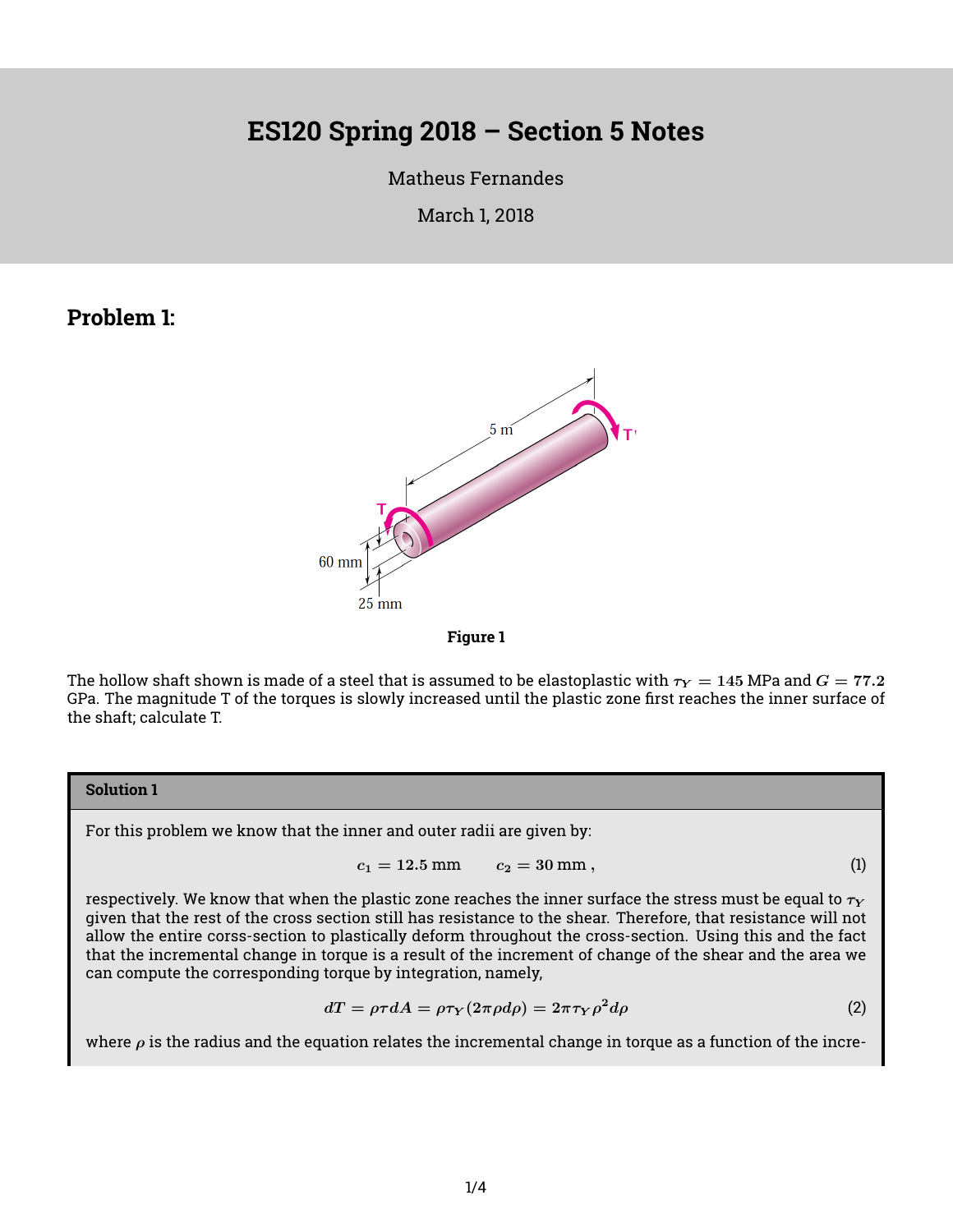# ES120 Spring 2018 – Section 5 Notes

Matheus Fernandes

March 1, 2018

## Problem 1:

Figure 1

The hollow shaft shown is made of a steel that is assumed to be elastoplastic with $\tau_Y = 145$ MPa and $G = 77.2$ GPa. The magnitude T of the torques is slowly increased until the plastic zone first reaches the inner surface of the shaft; calculate T.

### Solution 1

For this problem we know that the inner and outer radii are given by:

$$c_1 = 12.5 \text{ mm} \qquad c_2 = 30 \text{ mm}\,, \tag{1}$$

respectively. We know that when the plastic zone reaches the inner surface the stress must be equal to $\tau_Y$ given that the rest of the cross section still has resistance to the shear. Therefore, that resistance will not allow the entire corss-section to plastically deform throughout the cross-section. Using this and the fact that the incremental change in torque is a result of the increment of change of the shear and the area we can compute the corresponding torque by integration, namely,

$$dT = \rho \tau dA = \rho \tau_Y (2\pi \rho d\rho) = 2\pi \tau_Y \rho^2 d\rho \tag{2}$$

where $\rho$ is the radius and the equation relates the incremental change in torque as a function of the incre-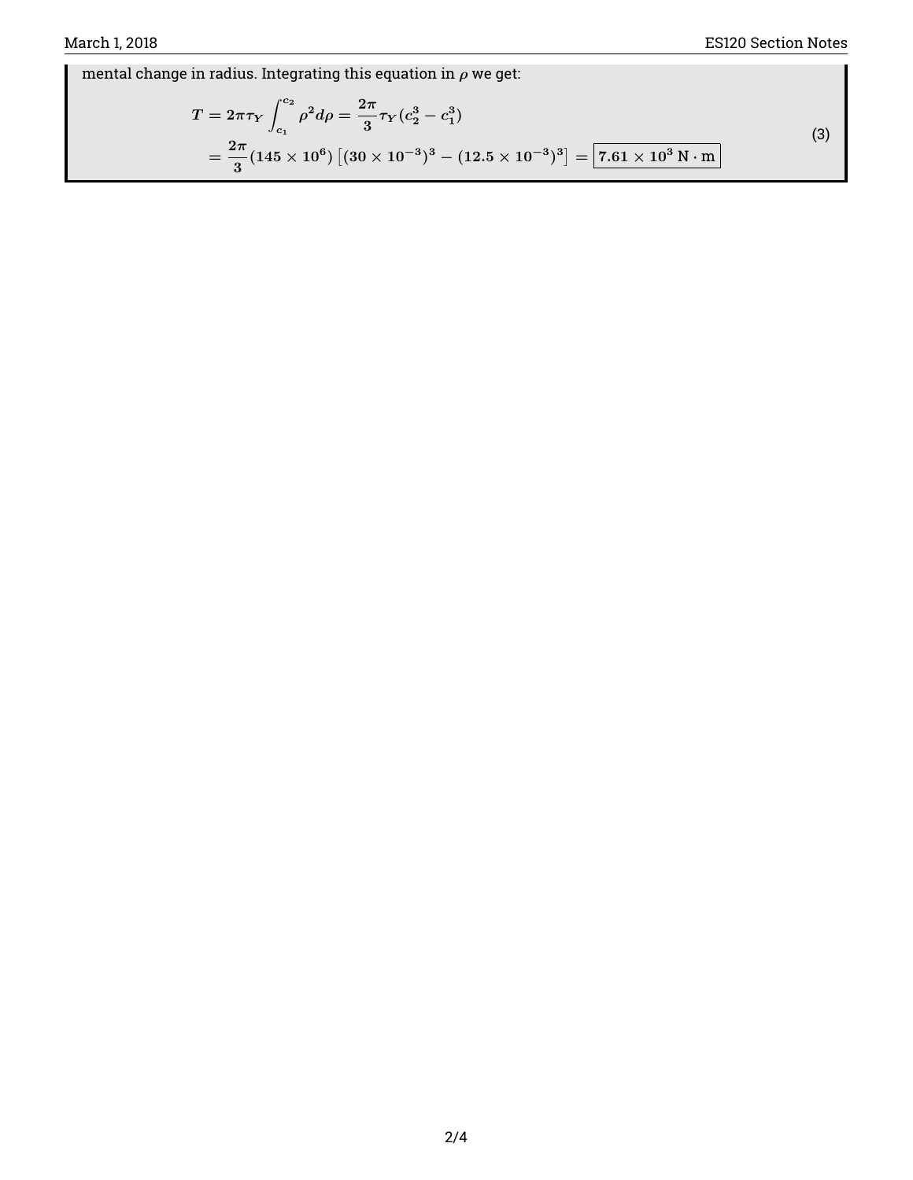mental change in radius. Integrating this equation in $\rho$ we get:

$$
\begin{aligned}
T &= 2\pi\tau_Y \int_{c_1}^{c_2} \rho^2 d\rho = \frac{2\pi}{3}\tau_Y (c_2^3 - c_1^3) \\
&= \frac{2\pi}{3}(145 \times 10^6)\left[(30 \times 10^{-3})^3 - (12.5 \times 10^{-3})^3\right] = \boxed{7.61 \times 10^3 \text{ N} \cdot \text{m}}
\end{aligned}
\tag{3}
$$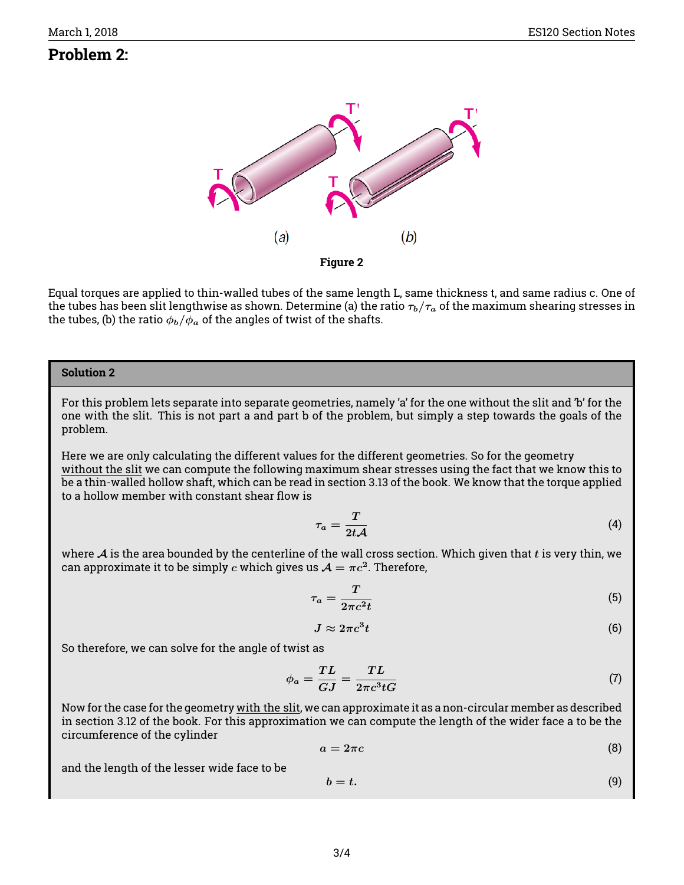## Problem 2:

Figure 2

Equal torques are applied to thin-walled tubes of the same length L, same thickness t, and same radius c. One of the tubes has been slit lengthwise as shown. Determine (a) the ratio $\tau_b/\tau_a$ of the maximum shearing stresses in the tubes, (b) the ratio $\phi_b/\phi_a$ of the angles of twist of the shafts.

**Solution 2**

For this problem lets separate into separate geometries, namely 'a' for the one without the slit and 'b' for the one with the slit. This is not part a and part b of the problem, but simply a step towards the goals of the problem.

Here we are only calculating the different values for the different geometries. So for the geometry without the slit we can compute the following maximum shear stresses using the fact that we know this to be a thin-walled hollow shaft, which can be read in section 3.13 of the book. We know that the torque applied to a hollow member with constant shear flow is

$$\tau_a = \frac{T}{2t\mathcal{A}} \tag{4}$$

where $\mathcal{A}$ is the area bounded by the centerline of the wall cross section. Which given that $t$ is very thin, we can approximate it to be simply $c$ which gives us $\mathcal{A} = \pi c^2$. Therefore,

$$\tau_a = \frac{T}{2\pi c^2 t} \tag{5}$$

$$J \approx 2\pi c^3 t \tag{6}$$

So therefore, we can solve for the angle of twist as

$$\phi_a = \frac{TL}{GJ} = \frac{TL}{2\pi c^3 t G} \tag{7}$$

Now for the case for the geometry with the slit, we can approximate it as a non-circular member as described in section 3.12 of the book. For this approximation we can compute the length of the wider face a to be the circumference of the cylinder

$$a = 2\pi c \tag{8}$$

and the length of the lesser wide face to be

$$b = t. \tag{9}$$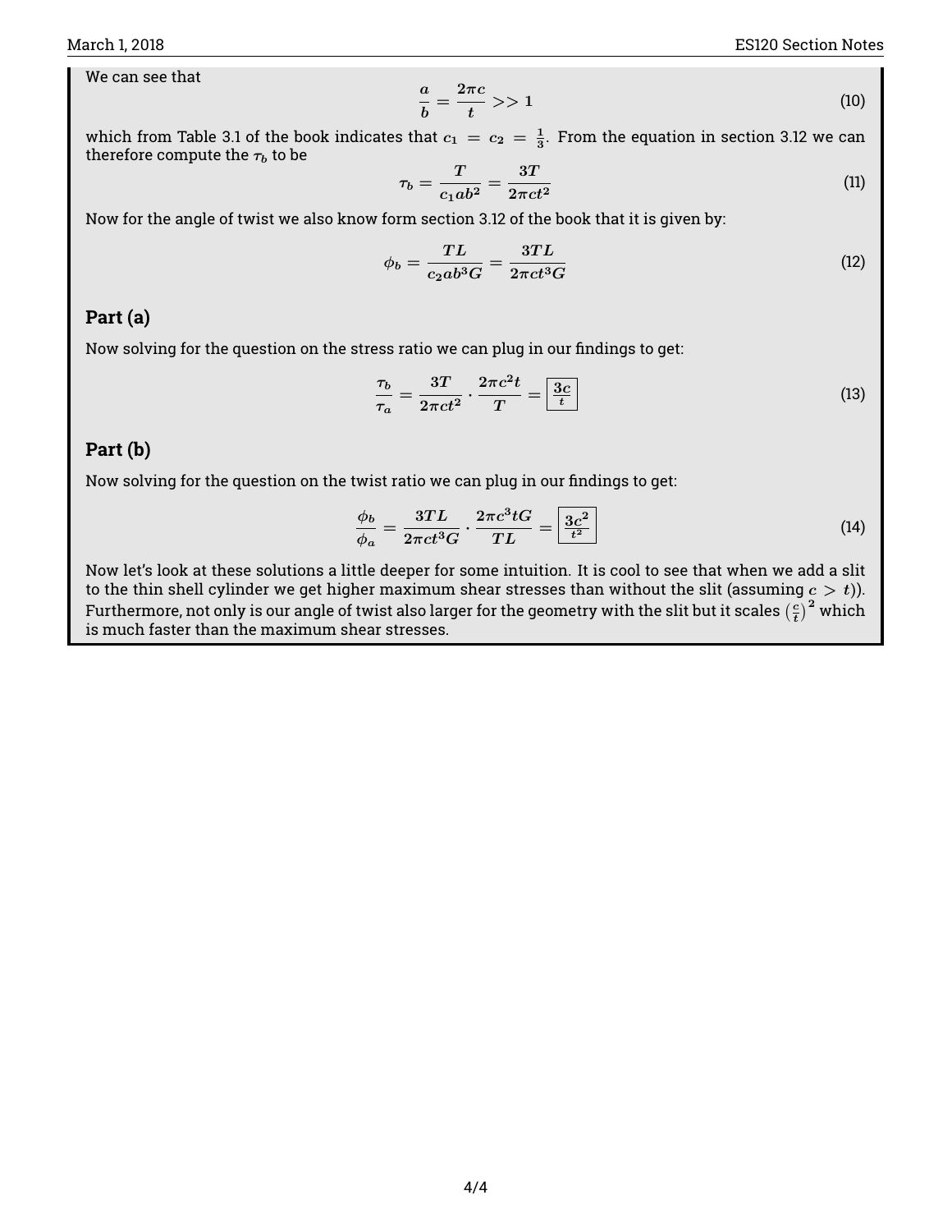We can see that

$$\frac{a}{b} = \frac{2\pi c}{t} >> 1 \tag{10}$$

which from Table 3.1 of the book indicates that $c_1 = c_2 = \frac{1}{3}$. From the equation in section 3.12 we can therefore compute the $\tau_b$ to be

$$\tau_b = \frac{T}{c_1 a b^2} = \frac{3T}{2\pi c t^2} \tag{11}$$

Now for the angle of twist we also know form section 3.12 of the book that it is given by:

$$\phi_b = \frac{TL}{c_2 a b^3 G} = \frac{3TL}{2\pi c t^3 G} \tag{12}$$

## Part (a)

Now solving for the question on the stress ratio we can plug in our findings to get:

$$\frac{\tau_b}{\tau_a} = \frac{3T}{2\pi c t^2} \cdot \frac{2\pi c^2 t}{T} = \boxed{\frac{3c}{t}} \tag{13}$$

## Part (b)

Now solving for the question on the twist ratio we can plug in our findings to get:

$$\frac{\phi_b}{\phi_a} = \frac{3TL}{2\pi c t^3 G} \cdot \frac{2\pi c^3 t G}{TL} = \boxed{\frac{3c^2}{t^2}} \tag{14}$$

Now let's look at these solutions a little deeper for some intuition. It is cool to see that when we add a slit to the thin shell cylinder we get higher maximum shear stresses than without the slit (assuming $c > t$)). Furthermore, not only is our angle of twist also larger for the geometry with the slit but it scales $(\frac{c}{t})^2$ which is much faster than the maximum shear stresses.